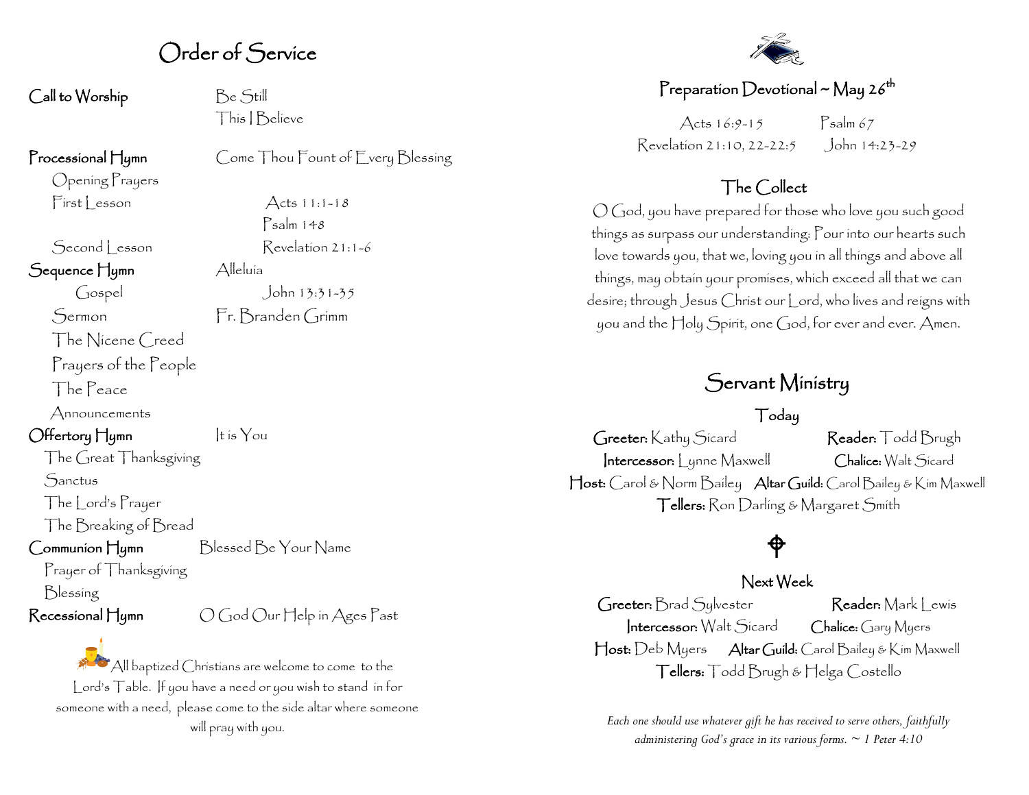# Order of Service

**Call to Worship** Be Still
This I Believe

**Processional Hymn** Come Thou Fount of Every Blessing

Opening Prayers

First Lesson Acts 11:1-18
Psalm 148

Second Lesson Revelation 21:1-6

**Sequence Hymn** Alleluia

Gospel John 13:31-35

Sermon Fr. Branden Grimm

The Nicene Creed

Prayers of the People

The Peace

Announcements

**Offertory Hymn** It is You

The Great Thanksgiving

Sanctus

The Lord's Prayer

The Breaking of Bread

**Communion Hymn** Blessed Be Your Name

Prayer of Thanksgiving

Blessing

**Recessional Hymn** O God Our Help in Ages Past

All baptized Christians are welcome to come to the Lord's Table. If you have a need or you wish to stand in for someone with a need, please come to the side altar where someone will pray with you.

## Preparation Devotional ~ May 26th

Acts 16:9-15 Psalm 67
Revelation 21:10, 22-22:5 John 14:23-29

## The Collect

O God, you have prepared for those who love you such good things as surpass our understanding: Pour into our hearts such love towards you, that we, loving you in all things and above all things, may obtain your promises, which exceed all that we can desire; through Jesus Christ our Lord, who lives and reigns with you and the Holy Spirit, one God, for ever and ever. Amen.

# Servant Ministry

### Today

**Greeter:** Kathy Sicard **Reader:** Todd Brugh
**Intercessor:** Lynne Maxwell **Chalice:** Walt Sicard
**Host:** Carol & Norm Bailey **Altar Guild:** Carol Bailey & Kim Maxwell
**Tellers:** Ron Darling & Margaret Smith

### Next Week

**Greeter:** Brad Sylvester **Reader:** Mark Lewis
**Intercessor:** Walt Sicard **Chalice:** Gary Myers
**Host:** Deb Myers **Altar Guild:** Carol Bailey & Kim Maxwell
**Tellers:** Todd Brugh & Helga Costello

*Each one should use whatever gift he has received to serve others, faithfully administering God's grace in its various forms. ~ 1 Peter 4:10*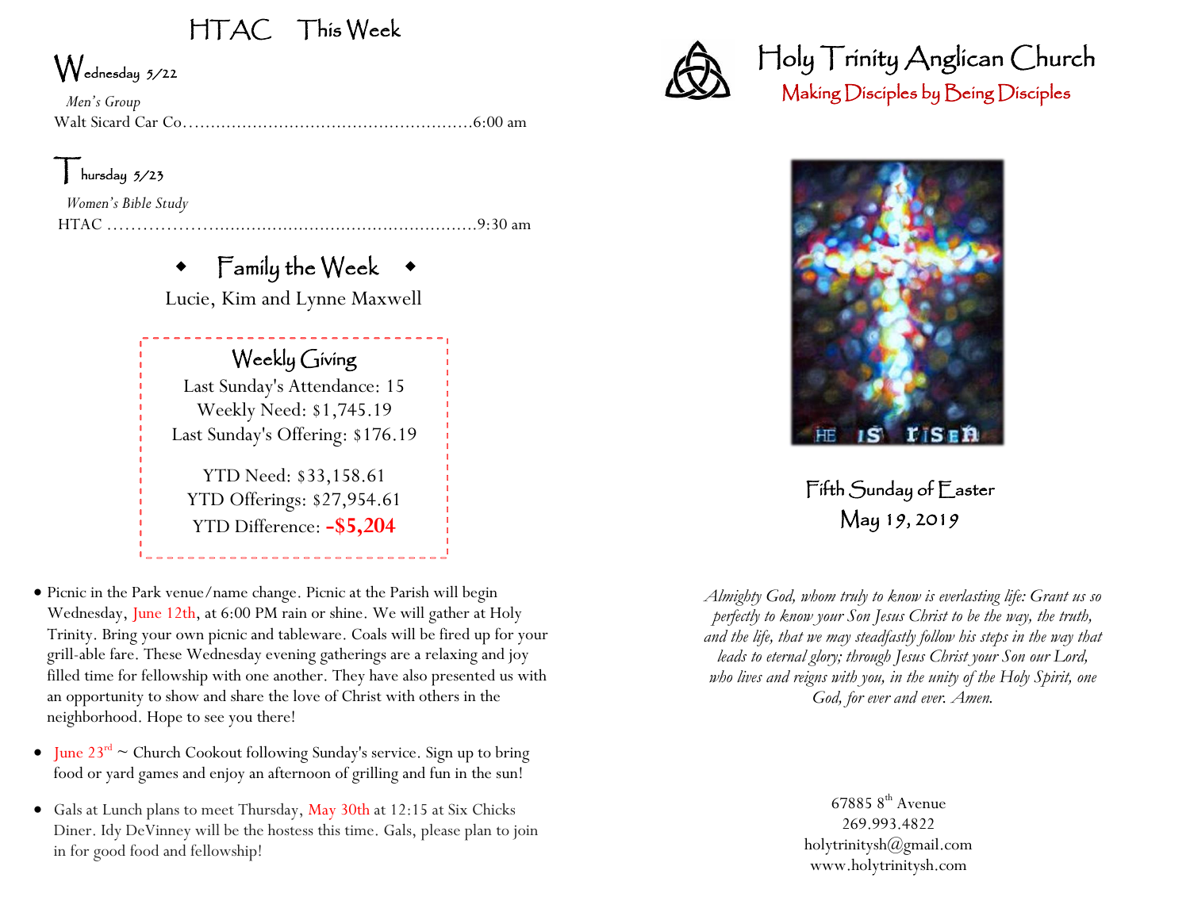# HTAC This Week

## Wednesday 5/22

*Men's Group*
Walt Sicard Car Co……………………………………………….6:00 am

## Thursday 5/23

*Women's Bible Study*
HTAC ……………………………………………………………9:30 am

## ◆ Family the Week ◆

Lucie, Kim and Lynne Maxwell

## Weekly Giving

Last Sunday's Attendance: 15
Weekly Need: $1,745.19
Last Sunday's Offering: $176.19

YTD Need: $33,158.61
YTD Offerings: $27,954.61
YTD Difference: **-$5,204**

- Picnic in the Park venue/name change. Picnic at the Parish will begin Wednesday, June 12th, at 6:00 PM rain or shine. We will gather at Holy Trinity. Bring your own picnic and tableware. Coals will be fired up for your grill-able fare. These Wednesday evening gatherings are a relaxing and joy filled time for fellowship with one another. They have also presented us with an opportunity to show and share the love of Christ with others in the neighborhood. Hope to see you there!
- June 23rd ~ Church Cookout following Sunday's service. Sign up to bring food or yard games and enjoy an afternoon of grilling and fun in the sun!
- Gals at Lunch plans to meet Thursday, May 30th at 12:15 at Six Chicks Diner. Idy DeVinney will be the hostess this time. Gals, please plan to join in for good food and fellowship!

# Holy Trinity Anglican Church

Making Disciples by Being Disciples

HE IS RISEN

Fifth Sunday of Easter
May 19, 2019

*Almighty God, whom truly to know is everlasting life: Grant us so perfectly to know your Son Jesus Christ to be the way, the truth, and the life, that we may steadfastly follow his steps in the way that leads to eternal glory; through Jesus Christ your Son our Lord, who lives and reigns with you, in the unity of the Holy Spirit, one God, for ever and ever. Amen.*

67885 8th Avenue
269.993.4822
holytrinitysh@gmail.com
www.holytrinitysh.com